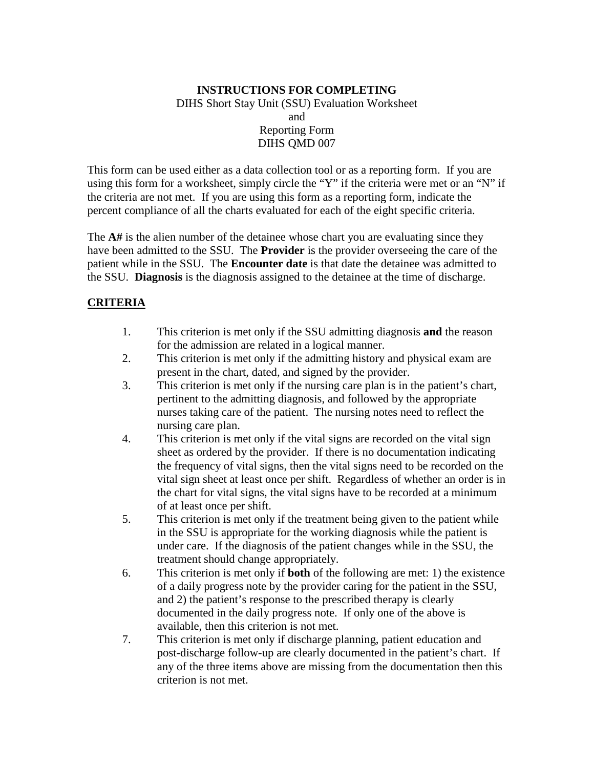**INSTRUCTIONS FOR COMPLETING**
DIHS Short Stay Unit (SSU) Evaluation Worksheet
and
Reporting Form
DIHS QMD 007

This form can be used either as a data collection tool or as a reporting form. If you are using this form for a worksheet, simply circle the "Y" if the criteria were met or an "N" if the criteria are not met. If you are using this form as a reporting form, indicate the percent compliance of all the charts evaluated for each of the eight specific criteria.

The **A#** is the alien number of the detainee whose chart you are evaluating since they have been admitted to the SSU. The **Provider** is the provider overseeing the care of the patient while in the SSU. The **Encounter date** is that date the detainee was admitted to the SSU. **Diagnosis** is the diagnosis assigned to the detainee at the time of discharge.

## CRITERIA

1. This criterion is met only if the SSU admitting diagnosis **and** the reason for the admission are related in a logical manner.
2. This criterion is met only if the admitting history and physical exam are present in the chart, dated, and signed by the provider.
3. This criterion is met only if the nursing care plan is in the patient's chart, pertinent to the admitting diagnosis, and followed by the appropriate nurses taking care of the patient. The nursing notes need to reflect the nursing care plan.
4. This criterion is met only if the vital signs are recorded on the vital sign sheet as ordered by the provider. If there is no documentation indicating the frequency of vital signs, then the vital signs need to be recorded on the vital sign sheet at least once per shift. Regardless of whether an order is in the chart for vital signs, the vital signs have to be recorded at a minimum of at least once per shift.
5. This criterion is met only if the treatment being given to the patient while in the SSU is appropriate for the working diagnosis while the patient is under care. If the diagnosis of the patient changes while in the SSU, the treatment should change appropriately.
6. This criterion is met only if **both** of the following are met: 1) the existence of a daily progress note by the provider caring for the patient in the SSU, and 2) the patient's response to the prescribed therapy is clearly documented in the daily progress note. If only one of the above is available, then this criterion is not met.
7. This criterion is met only if discharge planning, patient education and post-discharge follow-up are clearly documented in the patient's chart. If any of the three items above are missing from the documentation then this criterion is not met.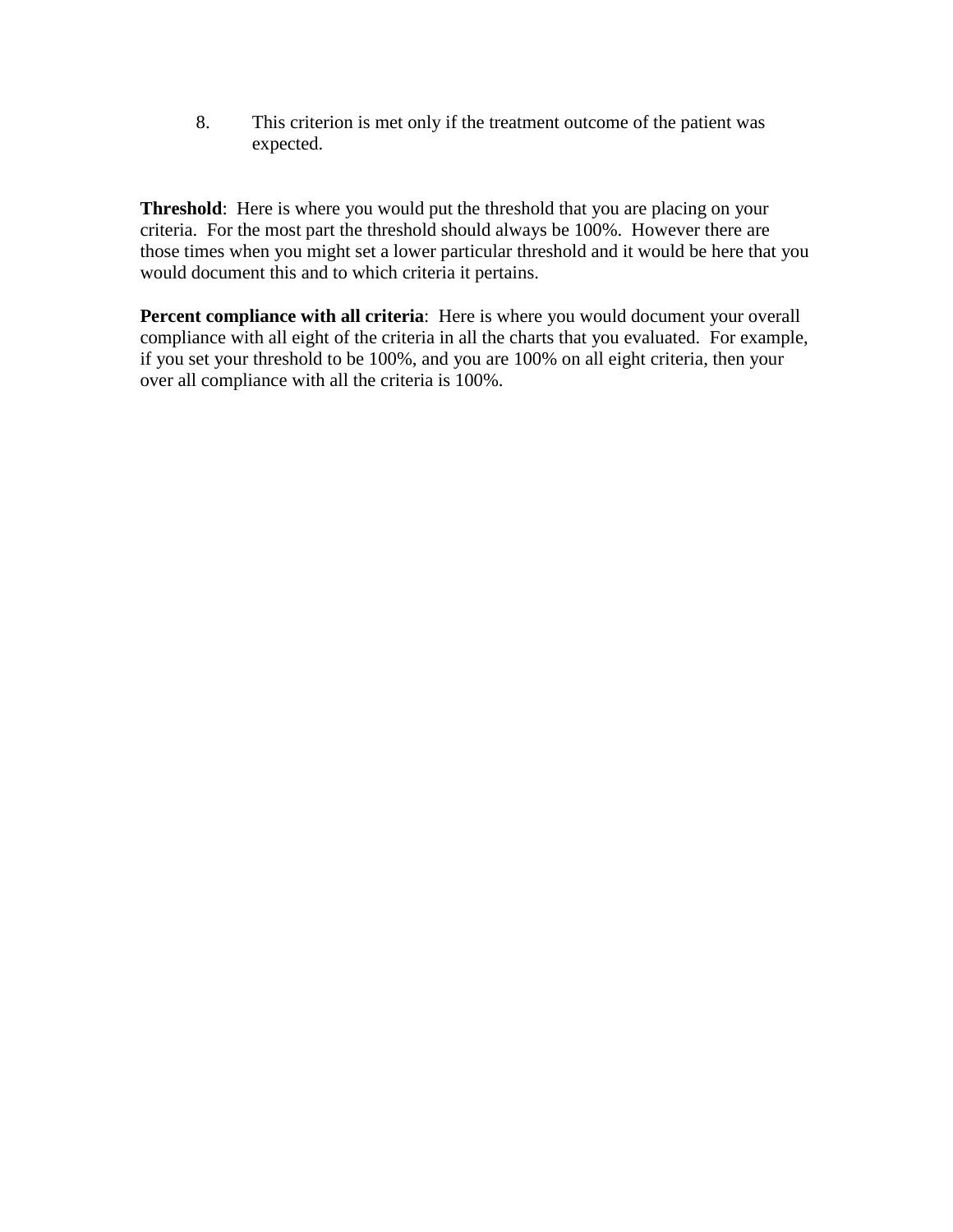8. This criterion is met only if the treatment outcome of the patient was expected.

**Threshold**: Here is where you would put the threshold that you are placing on your criteria. For the most part the threshold should always be 100%. However there are those times when you might set a lower particular threshold and it would be here that you would document this and to which criteria it pertains.

**Percent compliance with all criteria**: Here is where you would document your overall compliance with all eight of the criteria in all the charts that you evaluated. For example, if you set your threshold to be 100%, and you are 100% on all eight criteria, then your over all compliance with all the criteria is 100%.